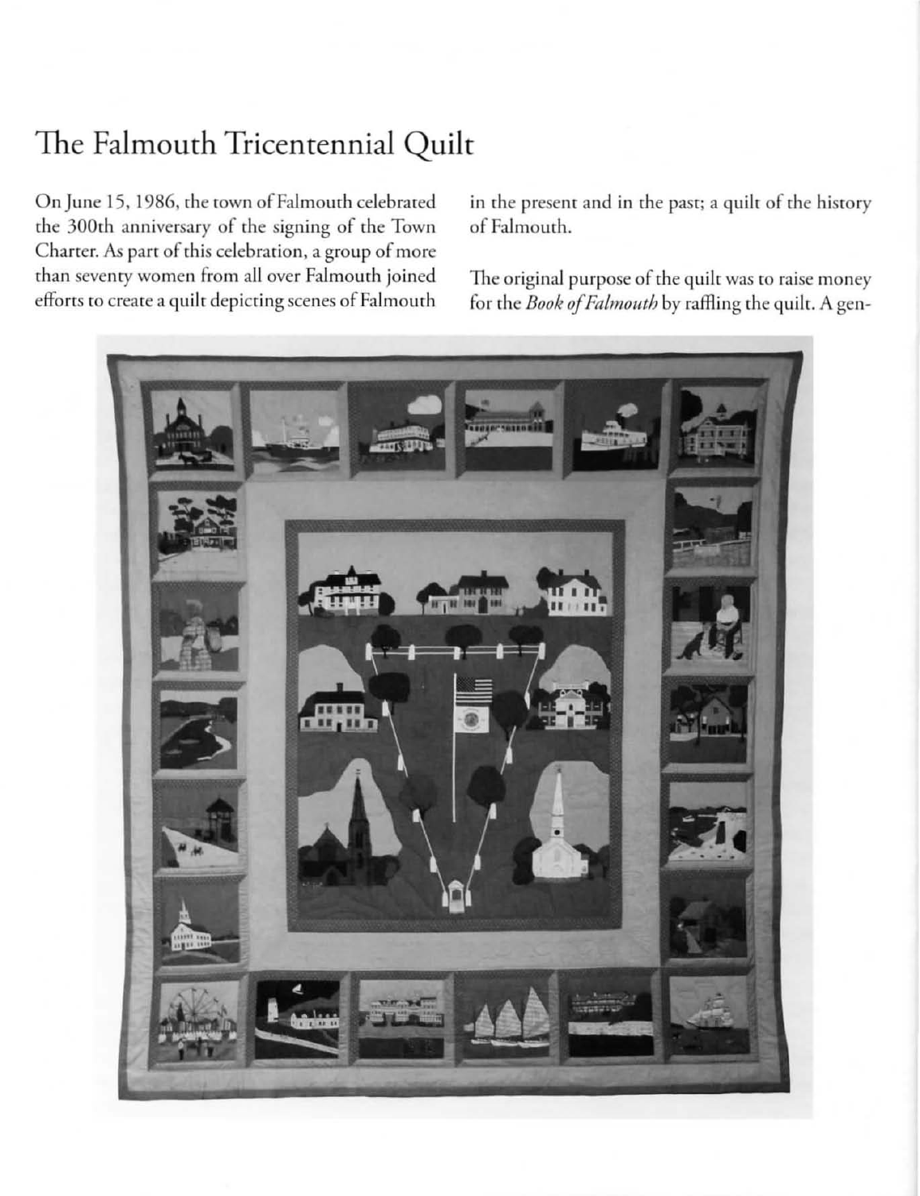# The Falmouth Tricentennial Quilt

On June 15, 1986, the town of Falmouth celebrated the 300th anniversary of the signing of the Town Charter. As part of this celebration, a group of more than seventy women from all over Falmouth joined efforts to create a quilt depicting scenes of Falmouth in the present and in the past; a quilt of the history of Falmouth.

The original purpose of the quilt was to raise money for the *Book of Falmouth* by raffling the quilt. A gen-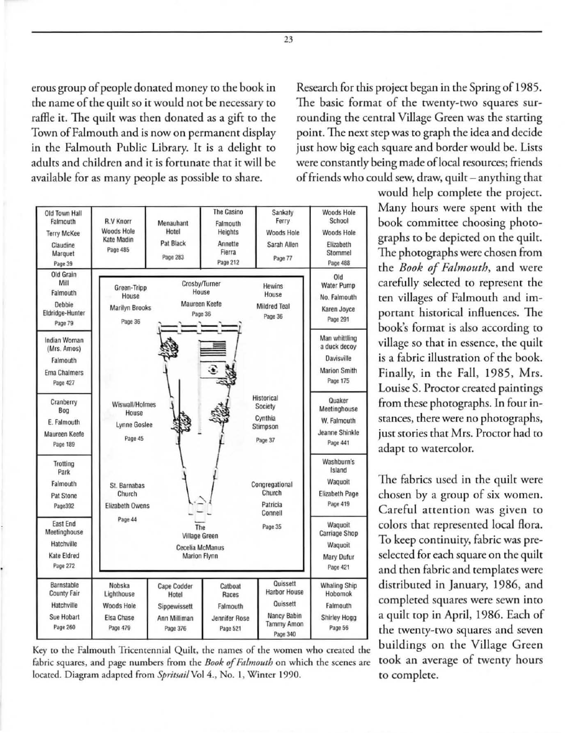erous group of people donated money to the book in the name of the quilt so it would not be necessary to raffle it. The quilt was then donated as a gift to the Town of Falmouth and is now on permanent display in the Falmouth Public Library. It is a delight to adults and children and it is fortunate that it will be available for as many people as possible to share.

| | | | | | |
|---|---|---|---|---|---|
| Old Town Hall Falmouth Terry McKee Claudine Marquet Page 39 | R.V Knorr Woods Hole Kate Madin Page 485 | Menauhant Hotel Pat Black Page 283 | The Casino Falmouth Heights Annette Fierra Page 212 | Sankaty Ferry Woods Hole Sarah Allen Page 77 | Woods Hole School Woods Hole Elizabeth Stommel Page 488 |
| Old Grain Mill Falmouth Debbie Eldridge-Hunter Page 79 | Green-Tripp House Marilyn Brooks Page 36 | Crosby/Turner House Maureen Keefe Page 36 | | Hewins House Mildred Teal Page 36 | Old Water Pump No. Falmouth Karen Joyce Page 291 |
| Indian Woman (Mrs. Amos) Falmouth Ema Chalmers Page 427 | | | | | Man whittling a duck decoy Davisville Marion Smith Page 175 |
| Cranberry Bog E. Falmouth Maureen Keefe Page 189 | Wiswall/Holmes House Lynne Goslee Page 45 | | | Historical Society Cynthia Stimpson Page 37 | Quaker Meetinghouse W. Falmouth Jeanne Shinkle Page 441 |
| Trotting Park Falmouth Pat Stone Page392 | St. Barnabas Church Elizabeth Owens Page 44 | | | Congregational Church Patricia Connell Page 35 | Washburn's Island Waquoit Elizabeth Page Page 419 |
| East End Meetinghouse Hatchville Kate Eldred Page 272 | | The Village Green Cecelia McManus Marion Flynn | | | Waquoit Carriage Shop Waquoit Mary Dufur Page 421 |
| Barnstable County Fair Hatchville Sue Hobart Page 260 | Nobska Lighthouse Woods Hole Elsa Chase Page 479 | Cape Codder Hotel Sippewissett Ann Milliman Page 376 | Catboat Races Falmouth Jennifer Rose Page 521 | Quissett Harbor House Quissett Nancy Babin Tammy Amon Page 340 | Whaling Ship Hobomok Falmouth Shirley Hogg Page 56 |

Key to the Falmouth Tricentennial Quilt, the names of the women who created the fabric squares, and page numbers from the *Book of Falmouth* on which the scenes are located. Diagram adapted from *Spritsail* Vol 4., No. 1, Winter 1990.

Research for this project began in the Spring of 1985. The basic format of the twenty-two squares surrounding the central Village Green was the starting point. The next step was to graph the idea and decide just how big each square and border would be. Lists were constantly being made of local resources; friends of friends who could sew, draw, quilt – anything that would help complete the project. Many hours were spent with the book committee choosing photographs to be depicted on the quilt. The photographs were chosen from the *Book of Falmouth*, and were carefully selected to represent the ten villages of Falmouth and important historical influences. The book's format is also according to village so that in essence, the quilt is a fabric illustration of the book. Finally, in the Fall, 1985, Mrs. Louise S. Proctor created paintings from these photographs. In four instances, there were no photographs, just stories that Mrs. Proctor had to adapt to watercolor.

The fabrics used in the quilt were chosen by a group of six women. Careful attention was given to colors that represented local flora. To keep continuity, fabric was preselected for each square on the quilt and then fabric and templates were distributed in January, 1986, and completed squares were sewn into a quilt top in April, 1986. Each of the twenty-two squares and seven buildings on the Village Green took an average of twenty hours to complete.